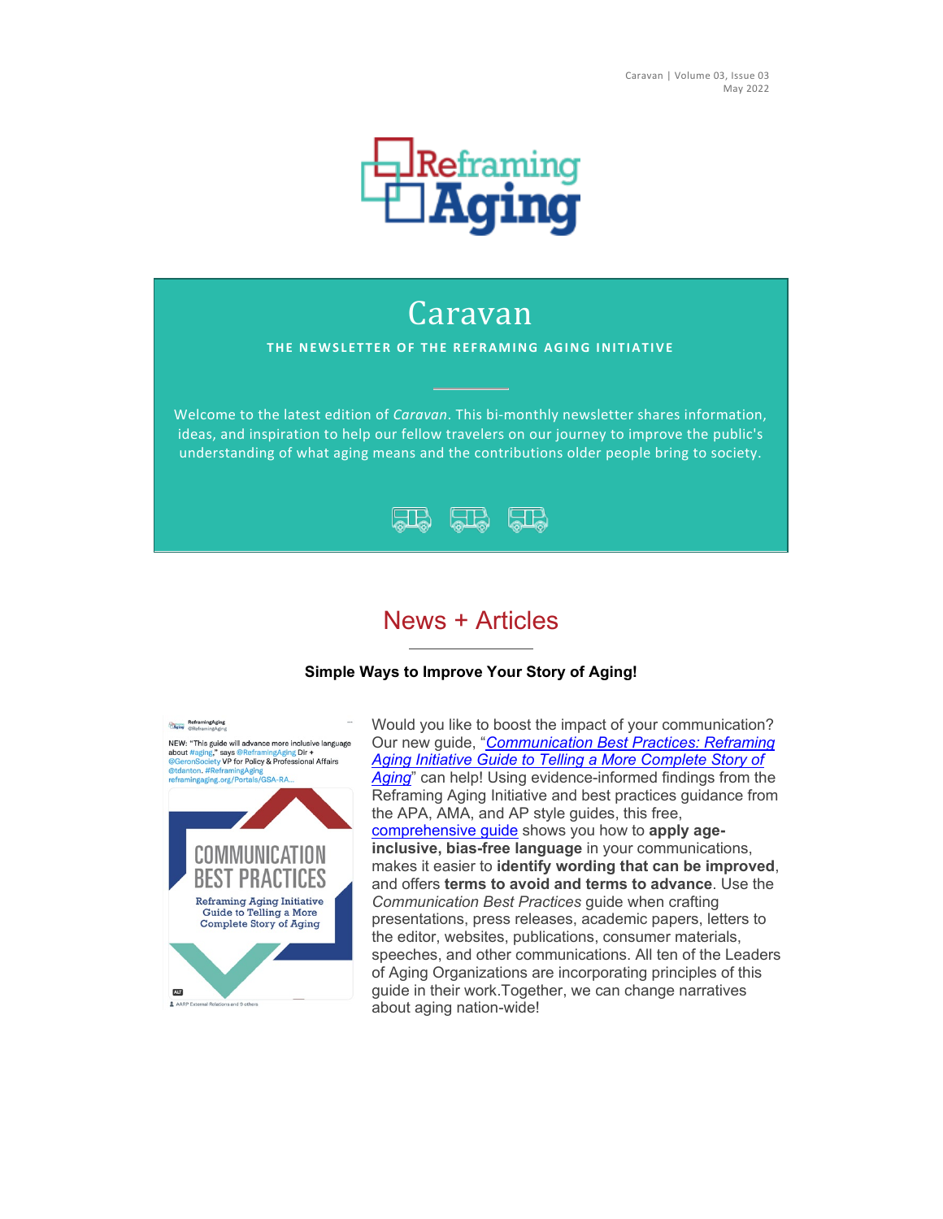Caravan | Volume 03, Issue 03
May 2022

# Caravan

**THE NEWSLETTER OF THE REFRAMING AGING INITIATIVE**

Welcome to the latest edition of *Caravan*. This bi-monthly newsletter shares information, ideas, and inspiration to help our fellow travelers on our journey to improve the public's understanding of what aging means and the contributions older people bring to society.

## News + Articles

**Simple Ways to Improve Your Story of Aging!**

Would you like to boost the impact of your communication? Our new guide, "*Communication Best Practices: Reframing Aging Initiative Guide to Telling a More Complete Story of Aging*" can help! Using evidence-informed findings from the Reframing Aging Initiative and best practices guidance from the APA, AMA, and AP style guides, this free, comprehensive guide shows you how to **apply age-inclusive, bias-free language** in your communications, makes it easier to **identify wording that can be improved**, and offers **terms to avoid and terms to advance**. Use the *Communication Best Practices* guide when crafting presentations, press releases, academic papers, letters to the editor, websites, publications, consumer materials, speeches, and other communications. All ten of the Leaders of Aging Organizations are incorporating principles of this guide in their work.Together, we can change narratives about aging nation-wide!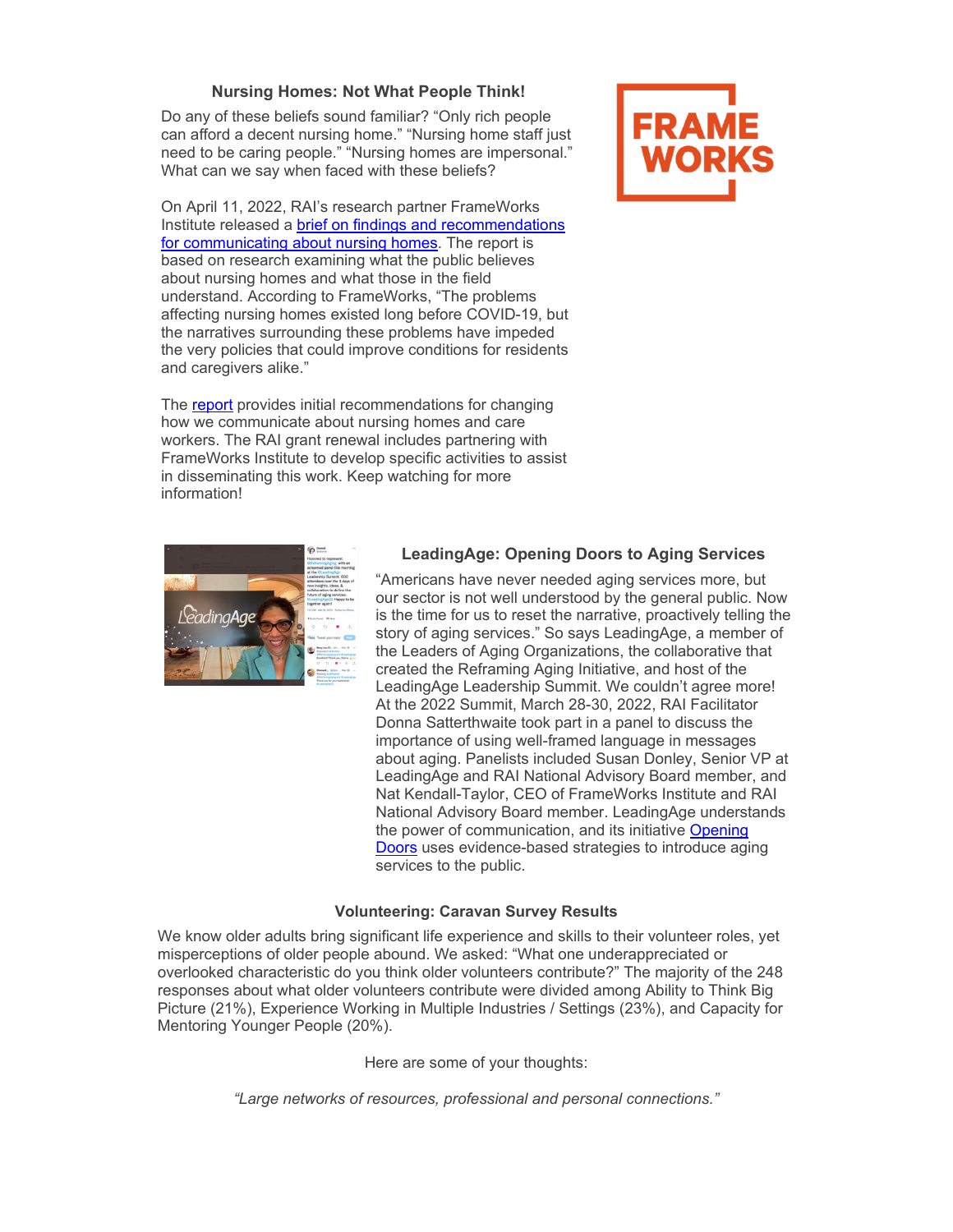## Nursing Homes: Not What People Think!

Do any of these beliefs sound familiar? “Only rich people can afford a decent nursing home.” “Nursing home staff just need to be caring people.” “Nursing homes are impersonal.” What can we say when faced with these beliefs?

On April 11, 2022, RAI’s research partner FrameWorks Institute released a brief on findings and recommendations for communicating about nursing homes. The report is based on research examining what the public believes about nursing homes and what those in the field understand. According to FrameWorks, “The problems affecting nursing homes existed long before COVID-19, but the narratives surrounding these problems have impeded the very policies that could improve conditions for residents and caregivers alike.”

The report provides initial recommendations for changing how we communicate about nursing homes and care workers. The RAI grant renewal includes partnering with FrameWorks Institute to develop specific activities to assist in disseminating this work. Keep watching for more information!

## LeadingAge: Opening Doors to Aging Services

“Americans have never needed aging services more, but our sector is not well understood by the general public. Now is the time for us to reset the narrative, proactively telling the story of aging services.” So says LeadingAge, a member of the Leaders of Aging Organizations, the collaborative that created the Reframing Aging Initiative, and host of the LeadingAge Leadership Summit. We couldn’t agree more! At the 2022 Summit, March 28-30, 2022, RAI Facilitator Donna Satterthwaite took part in a panel to discuss the importance of using well-framed language in messages about aging. Panelists included Susan Donley, Senior VP at LeadingAge and RAI National Advisory Board member, and Nat Kendall-Taylor, CEO of FrameWorks Institute and RAI National Advisory Board member. LeadingAge understands the power of communication, and its initiative Opening Doors uses evidence-based strategies to introduce aging services to the public.

## Volunteering: Caravan Survey Results

We know older adults bring significant life experience and skills to their volunteer roles, yet misperceptions of older people abound. We asked: “What one underappreciated or overlooked characteristic do you think older volunteers contribute?” The majority of the 248 responses about what older volunteers contribute were divided among Ability to Think Big Picture (21%), Experience Working in Multiple Industries / Settings (23%), and Capacity for Mentoring Younger People (20%).

Here are some of your thoughts:

*“Large networks of resources, professional and personal connections.”*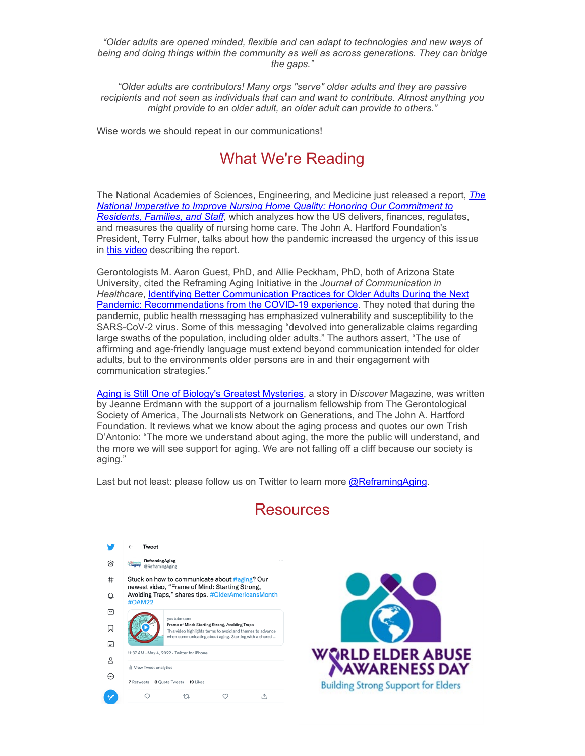*"Older adults are opened minded, flexible and can adapt to technologies and new ways of being and doing things within the community as well as across generations. They can bridge the gaps."*

*"Older adults are contributors! Many orgs "serve" older adults and they are passive recipients and not seen as individuals that can and want to contribute. Almost anything you might provide to an older adult, an older adult can provide to others."*

Wise words we should repeat in our communications!

## What We're Reading

The National Academies of Sciences, Engineering, and Medicine just released a report, [*The National Imperative to Improve Nursing Home Quality: Honoring Our Commitment to Residents, Families, and Staff*], which analyzes how the US delivers, finances, regulates, and measures the quality of nursing home care. The John A. Hartford Foundation's President, Terry Fulmer, talks about how the pandemic increased the urgency of this issue in [this video] describing the report.

Gerontologists M. Aaron Guest, PhD, and Allie Peckham, PhD, both of Arizona State University, cited the Reframing Aging Initiative in the *Journal of Communication in Healthcare*, [Identifying Better Communication Practices for Older Adults During the Next Pandemic: Recommendations from the COVID-19 experience]. They noted that during the pandemic, public health messaging has emphasized vulnerability and susceptibility to the SARS-CoV-2 virus. Some of this messaging "devolved into generalizable claims regarding large swaths of the population, including older adults." The authors assert, "The use of affirming and age-friendly language must extend beyond communication intended for older adults, but to the environments older persons are in and their engagement with communication strategies."

[Aging is Still One of Biology's Greatest Mysteries], a story in D*iscover* Magazine, was written by Jeanne Erdmann with the support of a journalism fellowship from The Gerontological Society of America, The Journalists Network on Generations, and The John A. Hartford Foundation. It reviews what we know about the aging process and quotes our own Trish D'Antonio: "The more we understand about aging, the more the public will understand, and the more we will see support for aging. We are not falling off a cliff because our society is aging."

Last but not least: please follow us on Twitter to learn more [@ReframingAging].

## Resources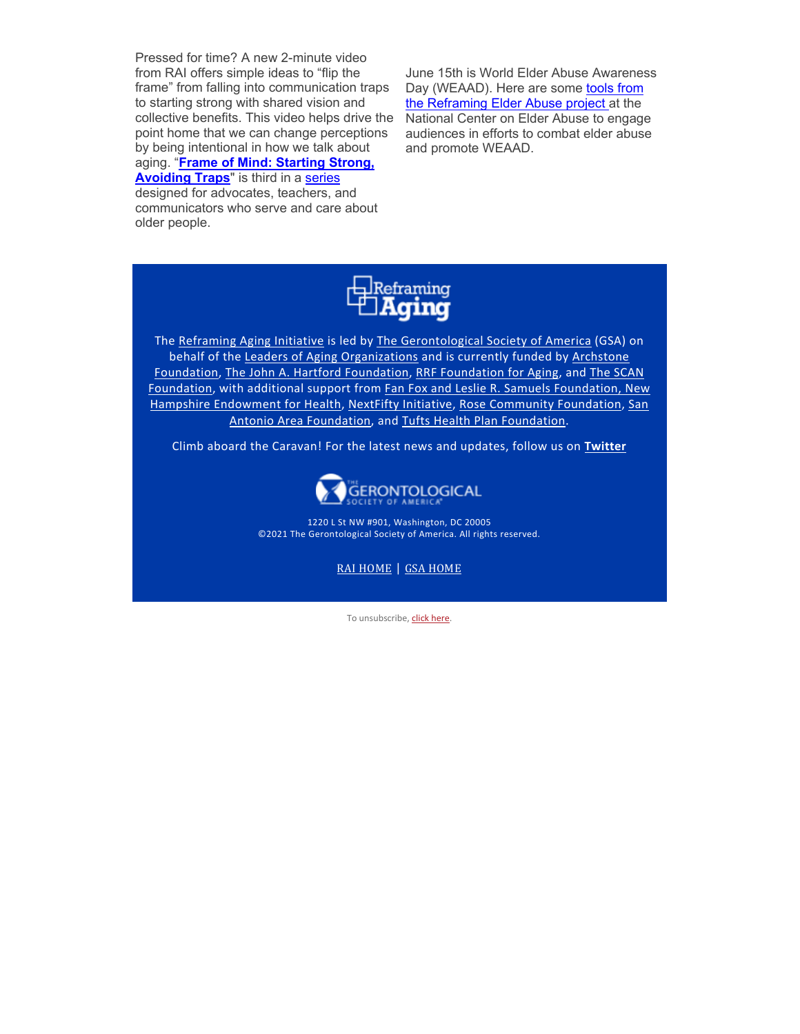Pressed for time? A new 2-minute video from RAI offers simple ideas to "flip the frame" from falling into communication traps to starting strong with shared vision and collective benefits. This video helps drive the point home that we can change perceptions by being intentional in how we talk about aging. "**Frame of Mind: Starting Strong, Avoiding Traps**" is third in a series designed for advocates, teachers, and communicators who serve and care about older people.

June 15th is World Elder Abuse Awareness Day (WEAAD). Here are some tools from the Reframing Elder Abuse project at the National Center on Elder Abuse to engage audiences in efforts to combat elder abuse and promote WEAAD.

Reframing Aging

The Reframing Aging Initiative is led by The Gerontological Society of America (GSA) on behalf of the Leaders of Aging Organizations and is currently funded by Archstone Foundation, The John A. Hartford Foundation, RRF Foundation for Aging, and The SCAN Foundation, with additional support from Fan Fox and Leslie R. Samuels Foundation, New Hampshire Endowment for Health, NextFifty Initiative, Rose Community Foundation, San Antonio Area Foundation, and Tufts Health Plan Foundation.

Climb aboard the Caravan! For the latest news and updates, follow us on **Twitter**

The Gerontological Society of America

1220 L St NW #901, Washington, DC 20005
©2021 The Gerontological Society of America. All rights reserved.

RAI HOME | GSA HOME

To unsubscribe, click here.